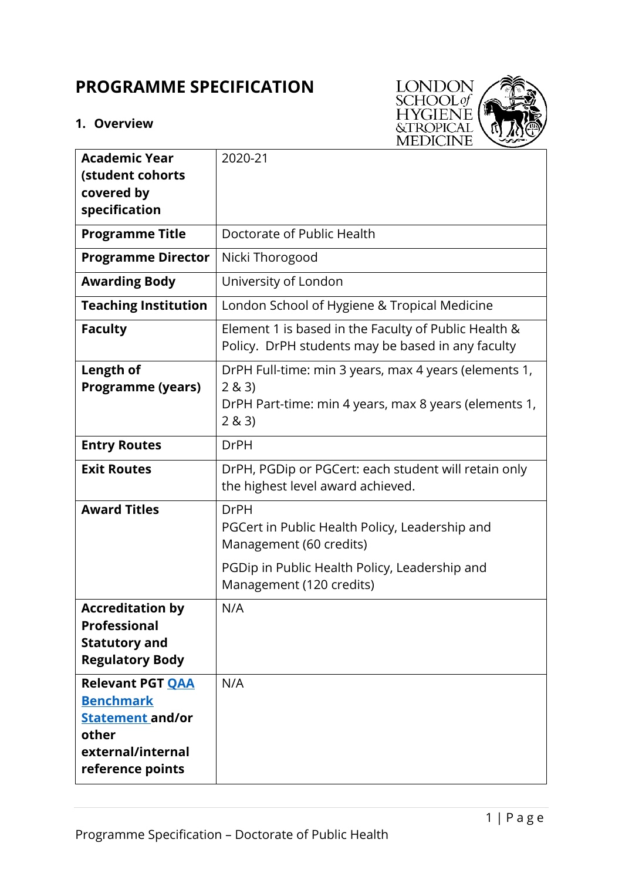# PROGRAMME SPECIFICATION

## 1. Overview

| | |
|---|---|
| **Academic Year (student cohorts covered by specification** | 2020-21 |
| **Programme Title** | Doctorate of Public Health |
| **Programme Director** | Nicki Thorogood |
| **Awarding Body** | University of London |
| **Teaching Institution** | London School of Hygiene & Tropical Medicine |
| **Faculty** | Element 1 is based in the Faculty of Public Health & Policy. DrPH students may be based in any faculty |
| **Length of Programme (years)** | DrPH Full-time: min 3 years, max 4 years (elements 1, 2 & 3)<br>DrPH Part-time: min 4 years, max 8 years (elements 1, 2 & 3) |
| **Entry Routes** | DrPH |
| **Exit Routes** | DrPH, PGDip or PGCert: each student will retain only the highest level award achieved. |
| **Award Titles** | DrPH<br>PGCert in Public Health Policy, Leadership and Management (60 credits)<br>PGDip in Public Health Policy, Leadership and Management (120 credits) |
| **Accreditation by Professional Statutory and Regulatory Body** | N/A |
| **Relevant PGT QAA Benchmark Statement and/or other external/internal reference points** | N/A |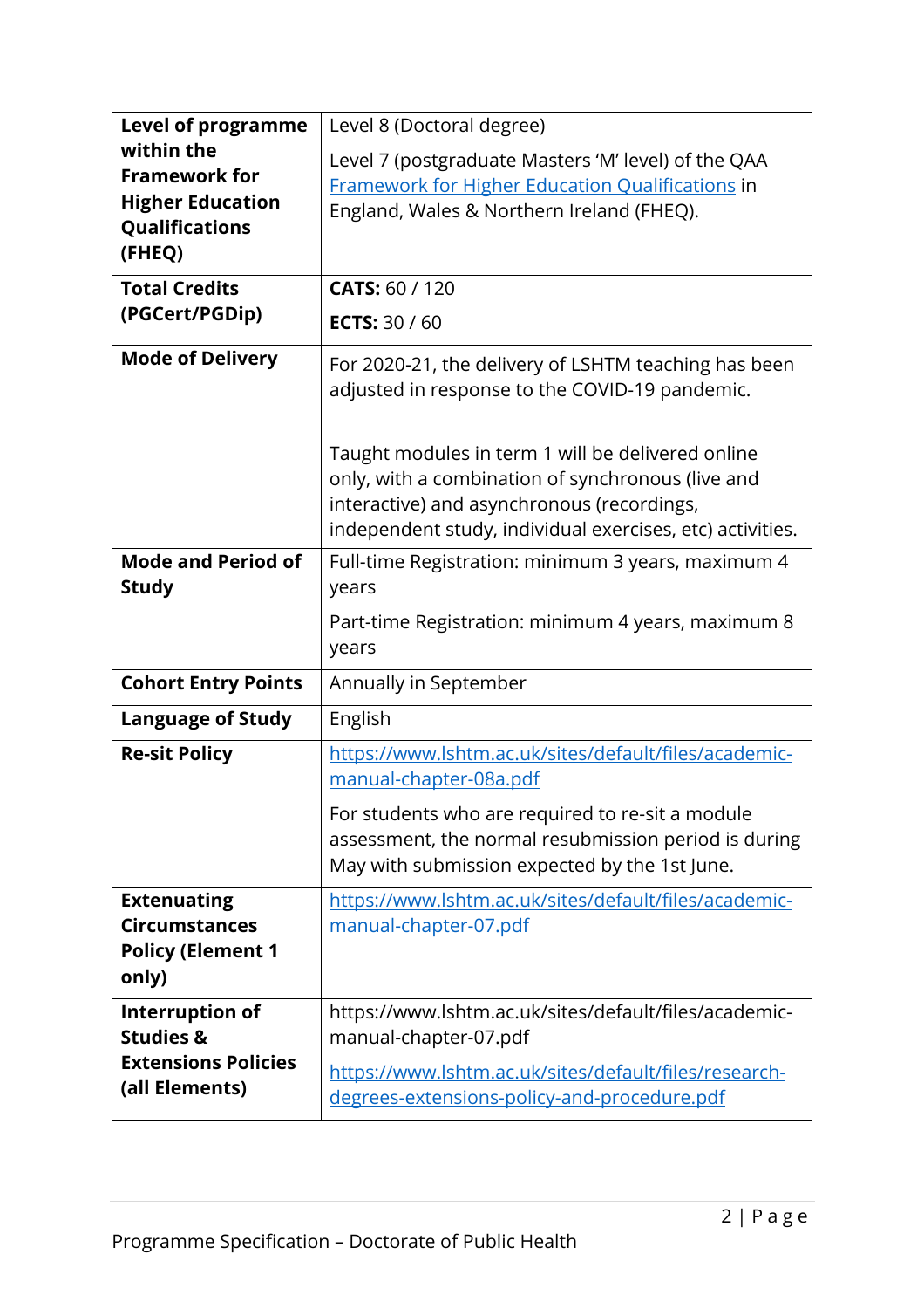| | |
|---|---|
| **Level of programme within the Framework for Higher Education Qualifications (FHEQ)** | Level 8 (Doctoral degree)<br><br>Level 7 (postgraduate Masters 'M' level) of the QAA [Framework for Higher Education Qualifications](#) in England, Wales & Northern Ireland (FHEQ). |
| **Total Credits (PGCert/PGDip)** | **CATS:** 60 / 120<br><br>**ECTS:** 30 / 60 |
| **Mode of Delivery** | For 2020-21, the delivery of LSHTM teaching has been adjusted in response to the COVID-19 pandemic.<br><br>Taught modules in term 1 will be delivered online only, with a combination of synchronous (live and interactive) and asynchronous (recordings, independent study, individual exercises, etc) activities. |
| **Mode and Period of Study** | Full-time Registration: minimum 3 years, maximum 4 years<br><br>Part-time Registration: minimum 4 years, maximum 8 years |
| **Cohort Entry Points** | Annually in September |
| **Language of Study** | English |
| **Re-sit Policy** | https://www.lshtm.ac.uk/sites/default/files/academic-manual-chapter-08a.pdf<br><br>For students who are required to re-sit a module assessment, the normal resubmission period is during May with submission expected by the 1st June. |
| **Extenuating Circumstances Policy (Element 1 only)** | https://www.lshtm.ac.uk/sites/default/files/academic-manual-chapter-07.pdf |
| **Interruption of Studies & Extensions Policies (all Elements)** | https://www.lshtm.ac.uk/sites/default/files/academic-manual-chapter-07.pdf<br><br>https://www.lshtm.ac.uk/sites/default/files/research-degrees-extensions-policy-and-procedure.pdf |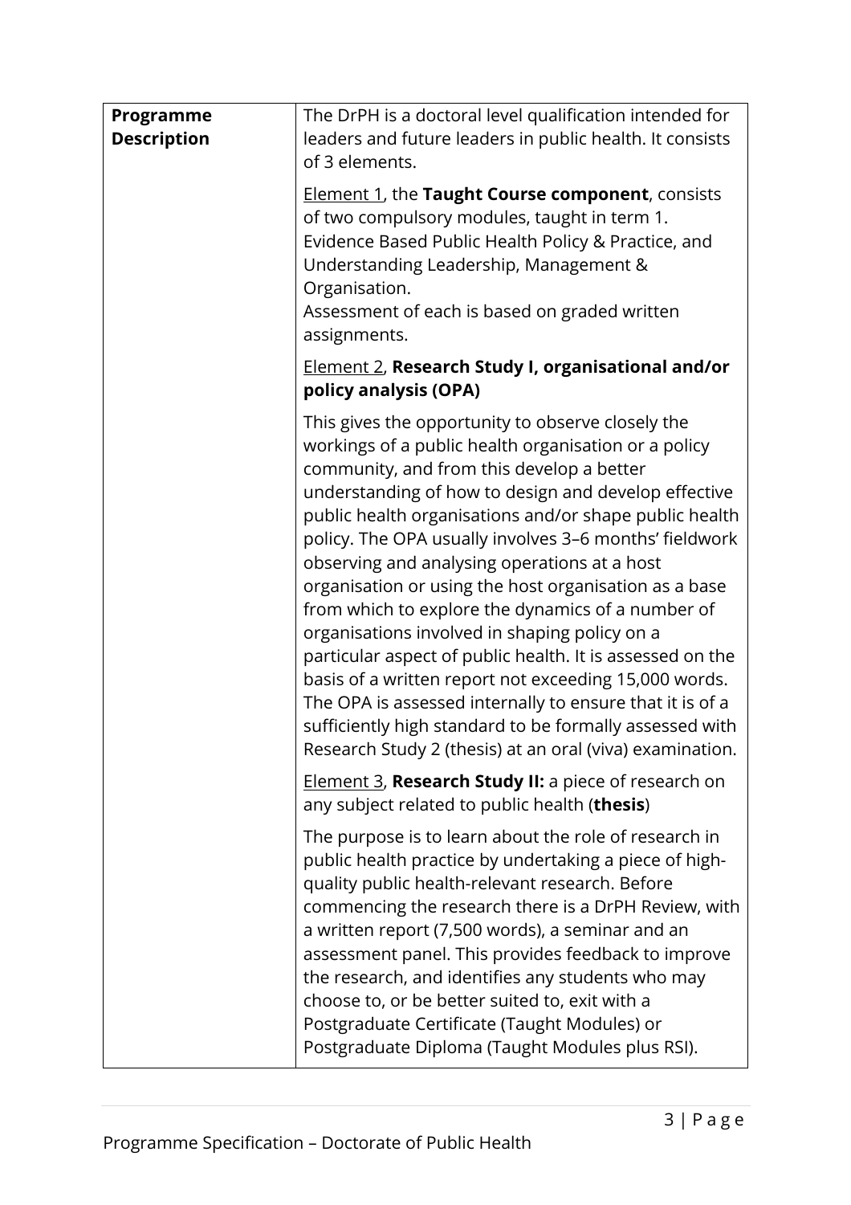| **Programme Description** | The DrPH is a doctoral level qualification intended for leaders and future leaders in public health. It consists of 3 elements.<br><br><u>Element 1</u>, the **Taught Course component**, consists of two compulsory modules, taught in term 1. Evidence Based Public Health Policy & Practice, and Understanding Leadership, Management & Organisation.<br>Assessment of each is based on graded written assignments.<br><br><u>Element 2</u>, **Research Study I, organisational and/or policy analysis (OPA)**<br><br>This gives the opportunity to observe closely the workings of a public health organisation or a policy community, and from this develop a better understanding of how to design and develop effective public health organisations and/or shape public health policy. The OPA usually involves 3–6 months' fieldwork observing and analysing operations at a host organisation or using the host organisation as a base from which to explore the dynamics of a number of organisations involved in shaping policy on a particular aspect of public health. It is assessed on the basis of a written report not exceeding 15,000 words. The OPA is assessed internally to ensure that it is of a sufficiently high standard to be formally assessed with Research Study 2 (thesis) at an oral (viva) examination.<br><br><u>Element 3</u>, **Research Study II:** a piece of research on any subject related to public health (**thesis**)<br><br>The purpose is to learn about the role of research in public health practice by undertaking a piece of high-quality public health-relevant research. Before commencing the research there is a DrPH Review, with a written report (7,500 words), a seminar and an assessment panel. This provides feedback to improve the research, and identifies any students who may choose to, or be better suited to, exit with a Postgraduate Certificate (Taught Modules) or Postgraduate Diploma (Taught Modules plus RSI). |
|---|---|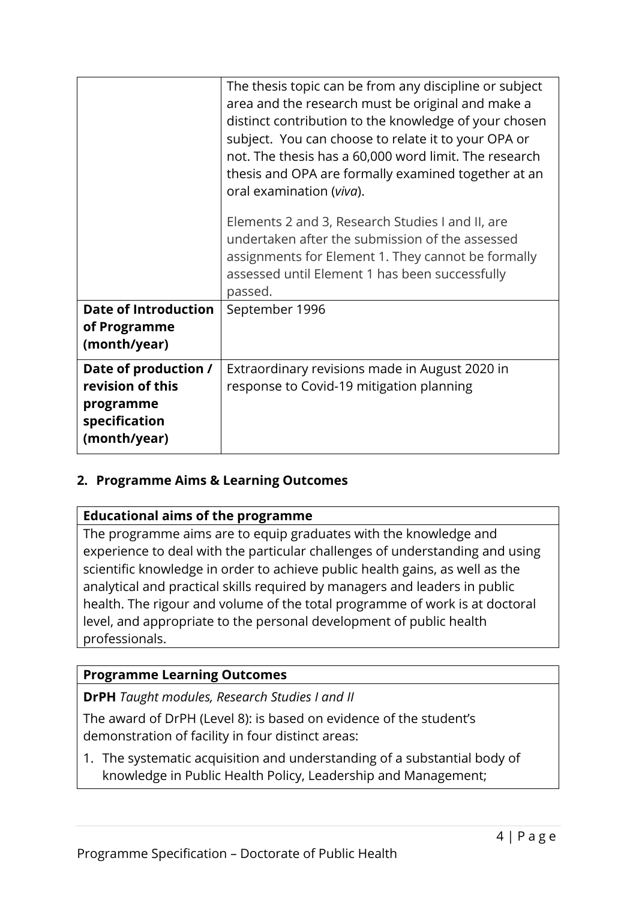| | |
|---|---|
| | The thesis topic can be from any discipline or subject area and the research must be original and make a distinct contribution to the knowledge of your chosen subject. You can choose to relate it to your OPA or not. The thesis has a 60,000 word limit. The research thesis and OPA are formally examined together at an oral examination (*viva*).<br><br>Elements 2 and 3, Research Studies I and II, are undertaken after the submission of the assessed assignments for Element 1. They cannot be formally assessed until Element 1 has been successfully passed. |
| **Date of Introduction of Programme (month/year)** | September 1996 |
| **Date of production / revision of this programme specification (month/year)** | Extraordinary revisions made in August 2020 in response to Covid-19 mitigation planning |

## 2. Programme Aims & Learning Outcomes

| **Educational aims of the programme** |
|---|
| The programme aims are to equip graduates with the knowledge and experience to deal with the particular challenges of understanding and using scientific knowledge in order to achieve public health gains, as well as the analytical and practical skills required by managers and leaders in public health. The rigour and volume of the total programme of work is at doctoral level, and appropriate to the personal development of public health professionals. |

| **Programme Learning Outcomes** |
|---|
| **DrPH** *Taught modules, Research Studies I and II*<br><br>The award of DrPH (Level 8): is based on evidence of the student's demonstration of facility in four distinct areas:<br><br>1. The systematic acquisition and understanding of a substantial body of knowledge in Public Health Policy, Leadership and Management; |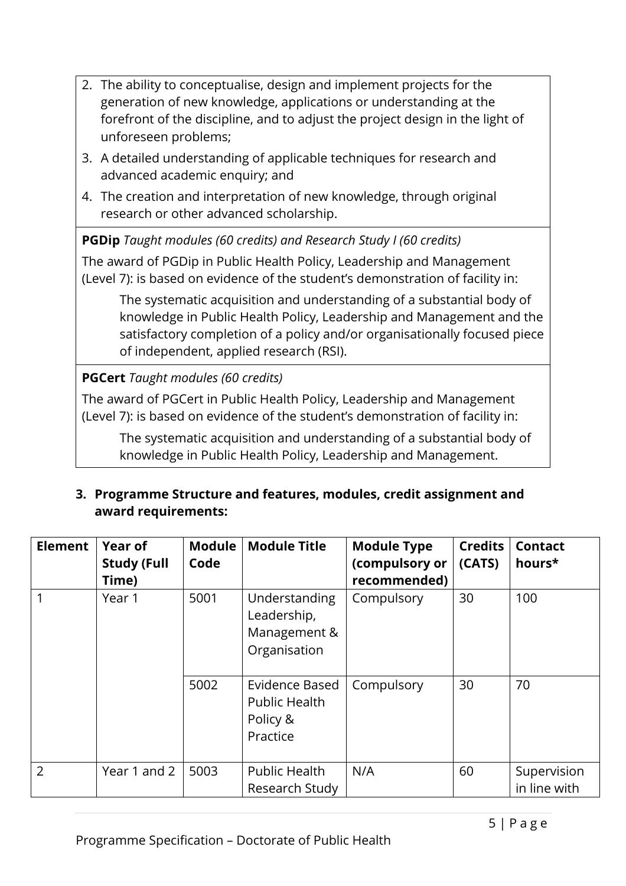2. The ability to conceptualise, design and implement projects for the generation of new knowledge, applications or understanding at the forefront of the discipline, and to adjust the project design in the light of unforeseen problems;
3. A detailed understanding of applicable techniques for research and advanced academic enquiry; and
4. The creation and interpretation of new knowledge, through original research or other advanced scholarship.

**PGDip** *Taught modules (60 credits) and Research Study I (60 credits)*

The award of PGDip in Public Health Policy, Leadership and Management (Level 7): is based on evidence of the student's demonstration of facility in:

> The systematic acquisition and understanding of a substantial body of knowledge in Public Health Policy, Leadership and Management and the satisfactory completion of a policy and/or organisationally focused piece of independent, applied research (RSI).

**PGCert** *Taught modules (60 credits)*

The award of PGCert in Public Health Policy, Leadership and Management (Level 7): is based on evidence of the student's demonstration of facility in:

> The systematic acquisition and understanding of a substantial body of knowledge in Public Health Policy, Leadership and Management.

### 3. Programme Structure and features, modules, credit assignment and award requirements:

| Element | Year of Study (Full Time) | Module Code | Module Title | Module Type (compulsory or recommended) | Credits (CATS) | Contact hours* |
|---|---|---|---|---|---|---|
| 1 | Year 1 | 5001 | Understanding Leadership, Management & Organisation | Compulsory | 30 | 100 |
| | | 5002 | Evidence Based Public Health Policy & Practice | Compulsory | 30 | 70 |
| 2 | Year 1 and 2 | 5003 | Public Health Research Study | N/A | 60 | Supervision in line with |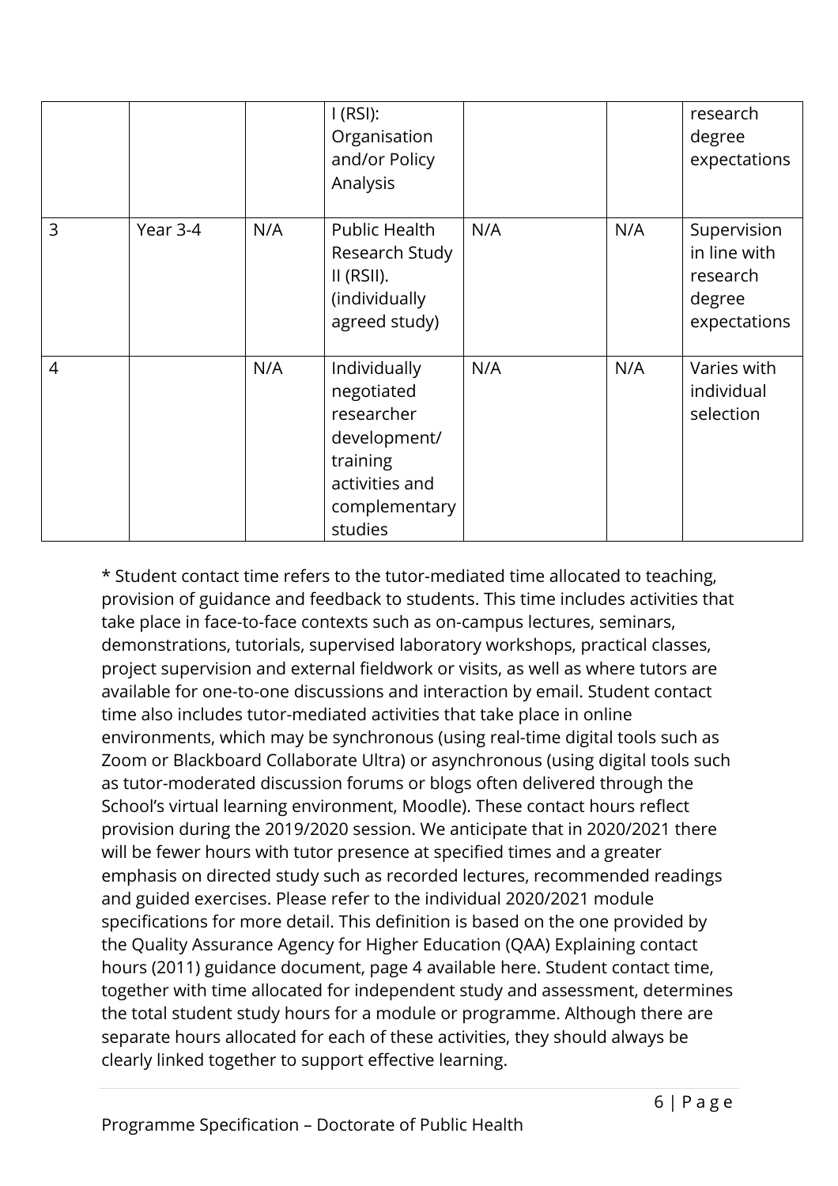| | | | I (RSI): Organisation and/or Policy Analysis | | | research degree expectations |
|---|---|---|---|---|---|---|
| 3 | Year 3-4 | N/A | Public Health Research Study II (RSII). (individually agreed study) | N/A | N/A | Supervision in line with research degree expectations |
| 4 | | N/A | Individually negotiated researcher development/ training activities and complementary studies | N/A | N/A | Varies with individual selection |

* Student contact time refers to the tutor-mediated time allocated to teaching, provision of guidance and feedback to students. This time includes activities that take place in face-to-face contexts such as on-campus lectures, seminars, demonstrations, tutorials, supervised laboratory workshops, practical classes, project supervision and external fieldwork or visits, as well as where tutors are available for one-to-one discussions and interaction by email. Student contact time also includes tutor-mediated activities that take place in online environments, which may be synchronous (using real-time digital tools such as Zoom or Blackboard Collaborate Ultra) or asynchronous (using digital tools such as tutor-moderated discussion forums or blogs often delivered through the School's virtual learning environment, Moodle). These contact hours reflect provision during the 2019/2020 session. We anticipate that in 2020/2021 there will be fewer hours with tutor presence at specified times and a greater emphasis on directed study such as recorded lectures, recommended readings and guided exercises. Please refer to the individual 2020/2021 module specifications for more detail. This definition is based on the one provided by the Quality Assurance Agency for Higher Education (QAA) Explaining contact hours (2011) guidance document, page 4 available here. Student contact time, together with time allocated for independent study and assessment, determines the total student study hours for a module or programme. Although there are separate hours allocated for each of these activities, they should always be clearly linked together to support effective learning.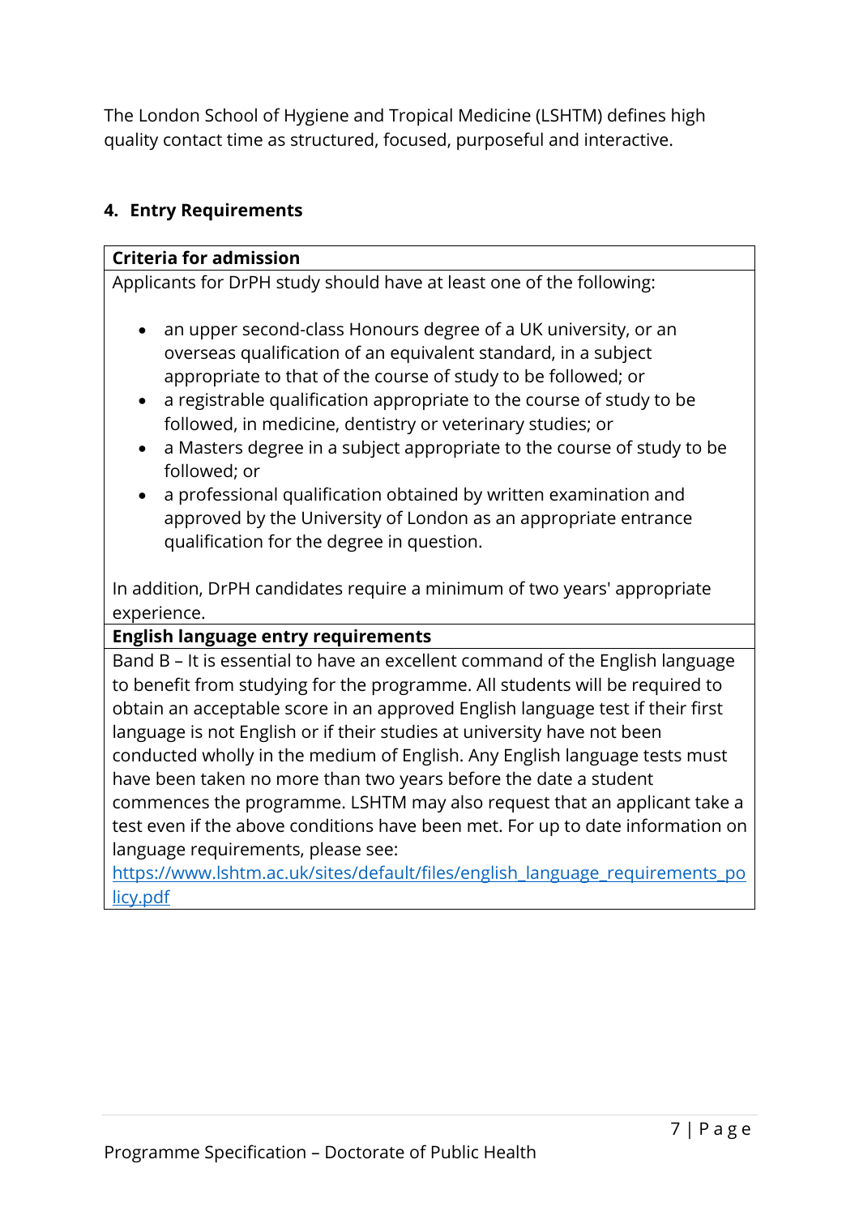The London School of Hygiene and Tropical Medicine (LSHTM) defines high quality contact time as structured, focused, purposeful and interactive.

## 4. Entry Requirements

**Criteria for admission**

Applicants for DrPH study should have at least one of the following:

- an upper second-class Honours degree of a UK university, or an overseas qualification of an equivalent standard, in a subject appropriate to that of the course of study to be followed; or
- a registrable qualification appropriate to the course of study to be followed, in medicine, dentistry or veterinary studies; or
- a Masters degree in a subject appropriate to the course of study to be followed; or
- a professional qualification obtained by written examination and approved by the University of London as an appropriate entrance qualification for the degree in question.

In addition, DrPH candidates require a minimum of two years' appropriate experience.

**English language entry requirements**

Band B – It is essential to have an excellent command of the English language to benefit from studying for the programme. All students will be required to obtain an acceptable score in an approved English language test if their first language is not English or if their studies at university have not been conducted wholly in the medium of English. Any English language tests must have been taken no more than two years before the date a student commences the programme. LSHTM may also request that an applicant take a test even if the above conditions have been met. For up to date information on language requirements, please see: [https://www.lshtm.ac.uk/sites/default/files/english_language_requirements_policy.pdf](https://www.lshtm.ac.uk/sites/default/files/english_language_requirements_policy.pdf)